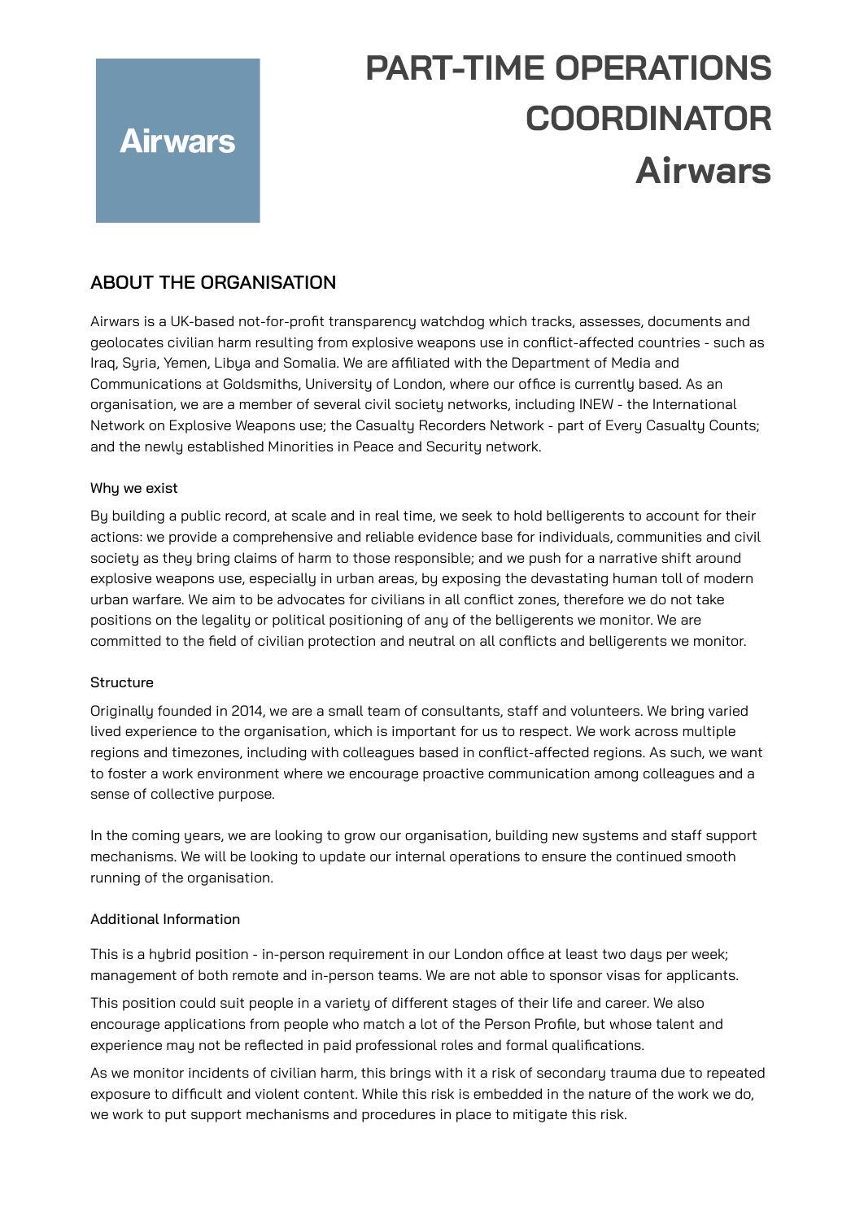Airwars

# PART-TIME OPERATIONS COORDINATOR
# Airwars

## ABOUT THE ORGANISATION

Airwars is a UK-based not-for-profit transparency watchdog which tracks, assesses, documents and geolocates civilian harm resulting from explosive weapons use in conflict-affected countries - such as Iraq, Syria, Yemen, Libya and Somalia. We are affiliated with the Department of Media and Communications at Goldsmiths, University of London, where our office is currently based. As an organisation, we are a member of several civil society networks, including INEW - the International Network on Explosive Weapons use; the Casualty Recorders Network - part of Every Casualty Counts; and the newly established Minorities in Peace and Security network.

### Why we exist

By building a public record, at scale and in real time, we seek to hold belligerents to account for their actions: we provide a comprehensive and reliable evidence base for individuals, communities and civil society as they bring claims of harm to those responsible; and we push for a narrative shift around explosive weapons use, especially in urban areas, by exposing the devastating human toll of modern urban warfare. We aim to be advocates for civilians in all conflict zones, therefore we do not take positions on the legality or political positioning of any of the belligerents we monitor. We are committed to the field of civilian protection and neutral on all conflicts and belligerents we monitor.

### Structure

Originally founded in 2014, we are a small team of consultants, staff and volunteers. We bring varied lived experience to the organisation, which is important for us to respect. We work across multiple regions and timezones, including with colleagues based in conflict-affected regions. As such, we want to foster a work environment where we encourage proactive communication among colleagues and a sense of collective purpose.

In the coming years, we are looking to grow our organisation, building new systems and staff support mechanisms. We will be looking to update our internal operations to ensure the continued smooth running of the organisation.

### Additional Information

This is a hybrid position - in-person requirement in our London office at least two days per week; management of both remote and in-person teams. We are not able to sponsor visas for applicants.

This position could suit people in a variety of different stages of their life and career. We also encourage applications from people who match a lot of the Person Profile, but whose talent and experience may not be reflected in paid professional roles and formal qualifications.

As we monitor incidents of civilian harm, this brings with it a risk of secondary trauma due to repeated exposure to difficult and violent content. While this risk is embedded in the nature of the work we do, we work to put support mechanisms and procedures in place to mitigate this risk.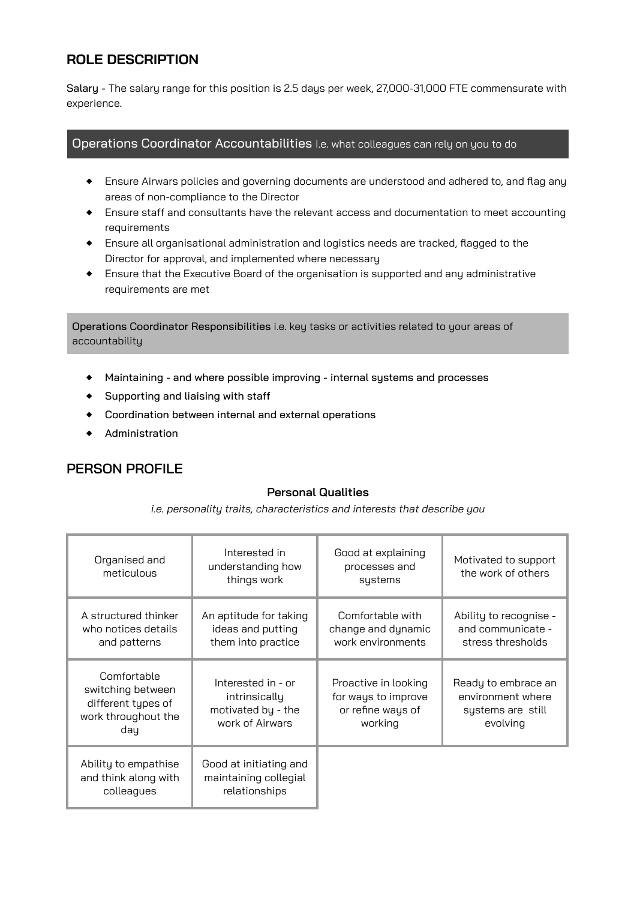## ROLE DESCRIPTION

**Salary** - The salary range for this position is 2.5 days per week, 27,000-31,000 FTE commensurate with experience.

### Operations Coordinator Accountabilities i.e. what colleagues can rely on you to do

- Ensure Airwars policies and governing documents are understood and adhered to, and flag any areas of non-compliance to the Director
- Ensure staff and consultants have the relevant access and documentation to meet accounting requirements
- Ensure all organisational administration and logistics needs are tracked, flagged to the Director for approval, and implemented where necessary
- Ensure that the Executive Board of the organisation is supported and any administrative requirements are met

**Operations Coordinator Responsibilities** i.e. key tasks or activities related to your areas of accountability

- **Maintaining - and where possible improving - internal systems and processes**
- **Supporting and liaising with staff**
- **Coordination between internal and external operations**
- **Administration**

## PERSON PROFILE

**Personal Qualities**

*i.e. personality traits, characteristics and interests that describe you*

| | | | |
|---|---|---|---|
| Organised and meticulous | Interested in understanding how things work | Good at explaining processes and systems | Motivated to support the work of others |
| A structured thinker who notices details and patterns | An aptitude for taking ideas and putting them into practice | Comfortable with change and dynamic work environments | Ability to recognise - and communicate - stress thresholds |
| Comfortable switching between different types of work throughout the day | Interested in - or intrinsically motivated by - the work of Airwars | Proactive in looking for ways to improve or refine ways of working | Ready to embrace an environment where systems are still evolving |
| Ability to empathise and think along with colleagues | Good at initiating and maintaining collegial relationships | | |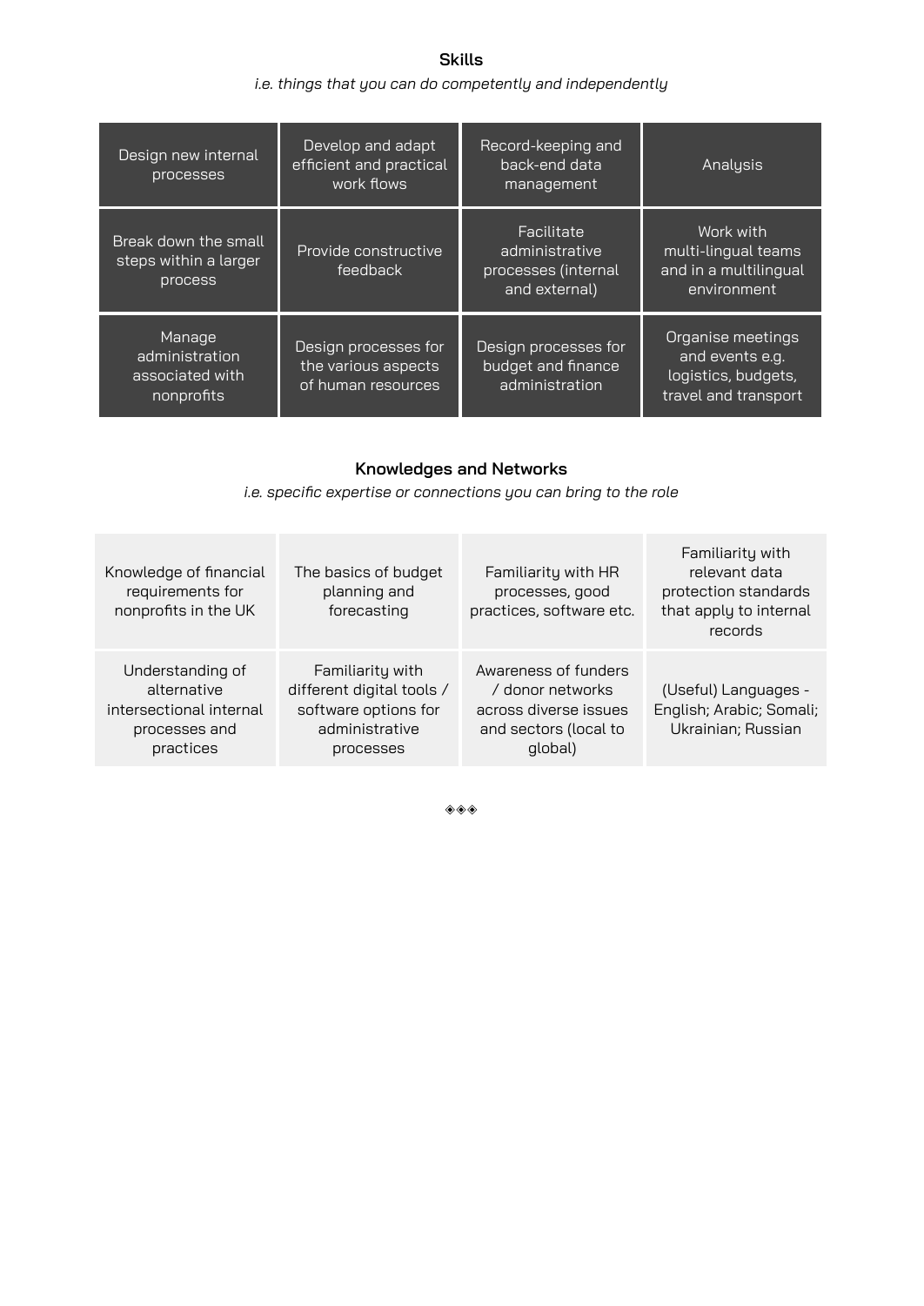## Skills

*i.e. things that you can do competently and independently*

| | | | |
|---|---|---|---|
| Design new internal processes | Develop and adapt efficient and practical work flows | Record-keeping and back-end data management | Analysis |
| Break down the small steps within a larger process | Provide constructive feedback | Facilitate administrative processes (internal and external) | Work with multi-lingual teams and in a multilingual environment |
| Manage administration associated with nonprofits | Design processes for the various aspects of human resources | Design processes for budget and finance administration | Organise meetings and events e.g. logistics, budgets, travel and transport |

## Knowledges and Networks

*i.e. specific expertise or connections you can bring to the role*

| | | | |
|---|---|---|---|
| Knowledge of financial requirements for nonprofits in the UK | The basics of budget planning and forecasting | Familiarity with HR processes, good practices, software etc. | Familiarity with relevant data protection standards that apply to internal records |
| Understanding of alternative intersectional internal processes and practices | Familiarity with different digital tools / software options for administrative processes | Awareness of funders / donor networks across diverse issues and sectors (local to global) | (Useful) Languages - English; Arabic; Somali; Ukrainian; Russian |

◈◈◈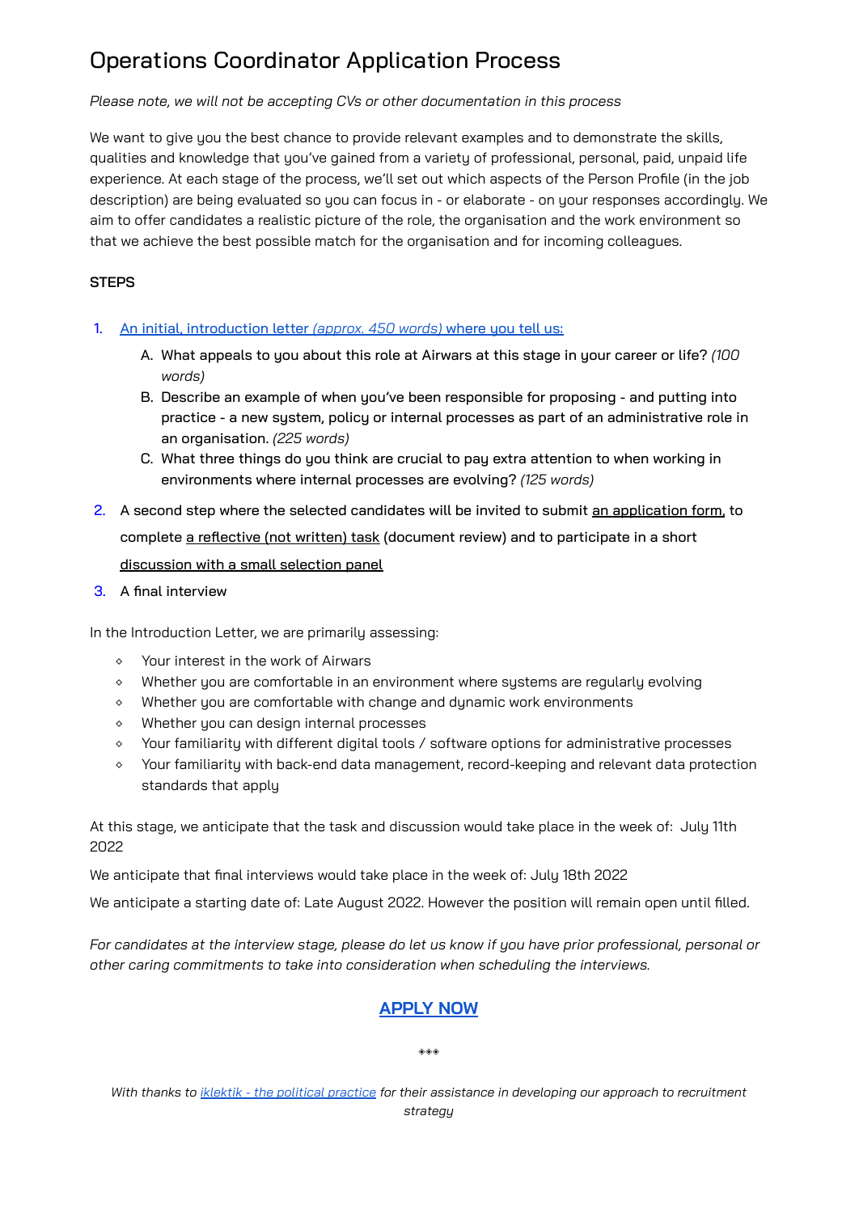# Operations Coordinator Application Process

*Please note, we will not be accepting CVs or other documentation in this process*

We want to give you the best chance to provide relevant examples and to demonstrate the skills, qualities and knowledge that you've gained from a variety of professional, personal, paid, unpaid life experience. At each stage of the process, we'll set out which aspects of the Person Profile (in the job description) are being evaluated so you can focus in - or elaborate - on your responses accordingly. We aim to offer candidates a realistic picture of the role, the organisation and the work environment so that we achieve the best possible match for the organisation and for incoming colleagues.

**STEPS**

1. An initial, introduction letter *(approx. 450 words)* where you tell us:
    A. What appeals to you about this role at Airwars at this stage in your career or life? *(100 words)*
    B. Describe an example of when you've been responsible for proposing - and putting into practice - a new system, policy or internal processes as part of an administrative role in an organisation. *(225 words)*
    C. What three things do you think are crucial to pay extra attention to when working in environments where internal processes are evolving? *(125 words)*
2. A second step where the selected candidates will be invited to submit an application form, to complete a reflective (not written) task (document review) and to participate in a short discussion with a small selection panel
3. A final interview

In the Introduction Letter, we are primarily assessing:

- Your interest in the work of Airwars
- Whether you are comfortable in an environment where systems are regularly evolving
- Whether you are comfortable with change and dynamic work environments
- Whether you can design internal processes
- Your familiarity with different digital tools / software options for administrative processes
- Your familiarity with back-end data management, record-keeping and relevant data protection standards that apply

At this stage, we anticipate that the task and discussion would take place in the week of: July 11th 2022

We anticipate that final interviews would take place in the week of: July 18th 2022

We anticipate a starting date of: Late August 2022. However the position will remain open until filled.

*For candidates at the interview stage, please do let us know if you have prior professional, personal or other caring commitments to take into consideration when scheduling the interviews.*

**APPLY NOW**

◈◈◈

*With thanks to iklektik - the political practice for their assistance in developing our approach to recruitment strategy*